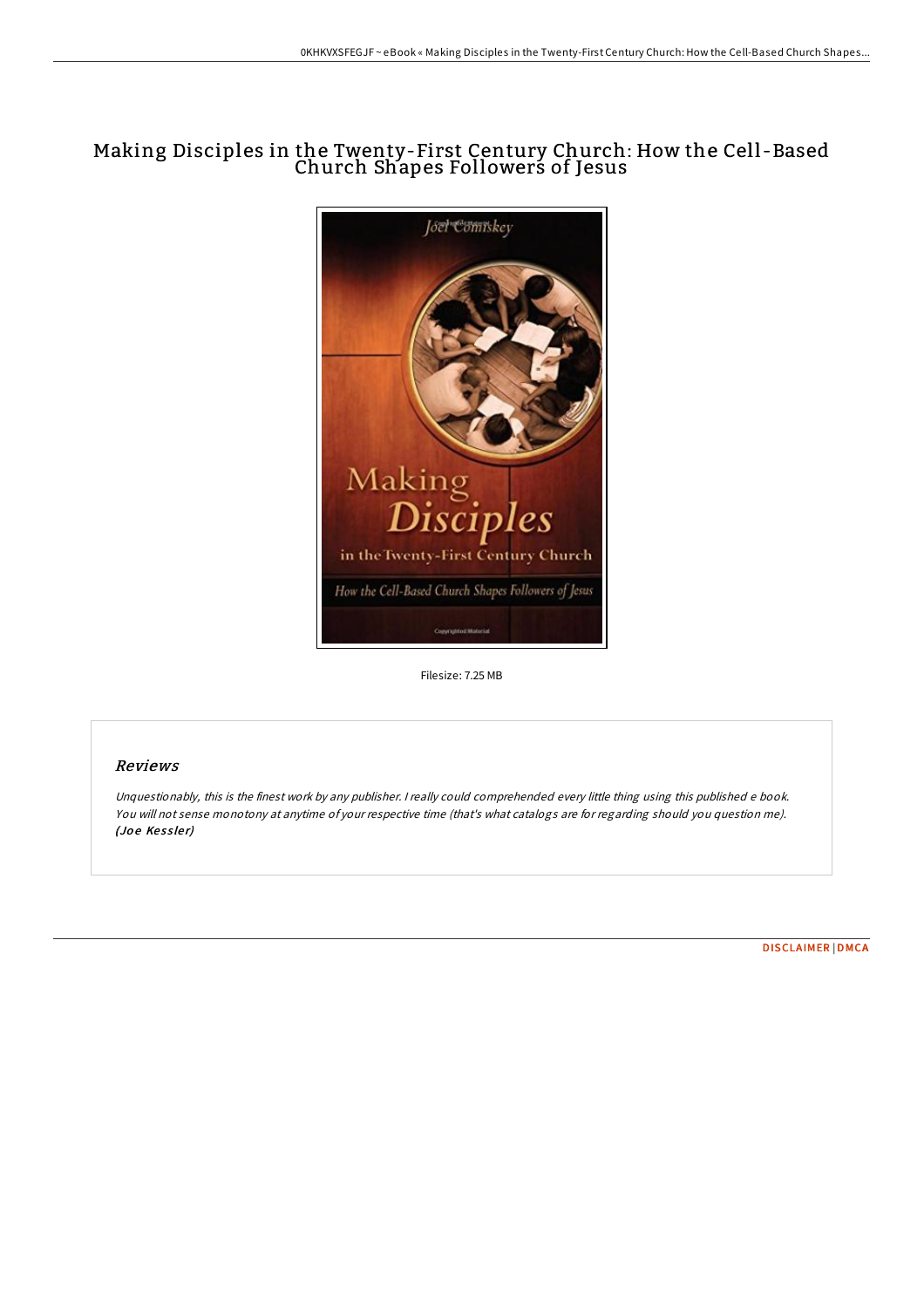# Making Disciples in the Twenty-First Century Church: How the Cell-Based Church Shapes Followers of Jesus

Filesize: 7.25 MB

## *Reviews*

*Unquestionably, this is the finest work by any publisher. I really could comprehended every little thing using this published e book. You will not sense monotony at anytime of your respective time (that's what catalogs are for regarding should you question me).* ***(Joe Kessler)***

DISCLAIMER | DMCA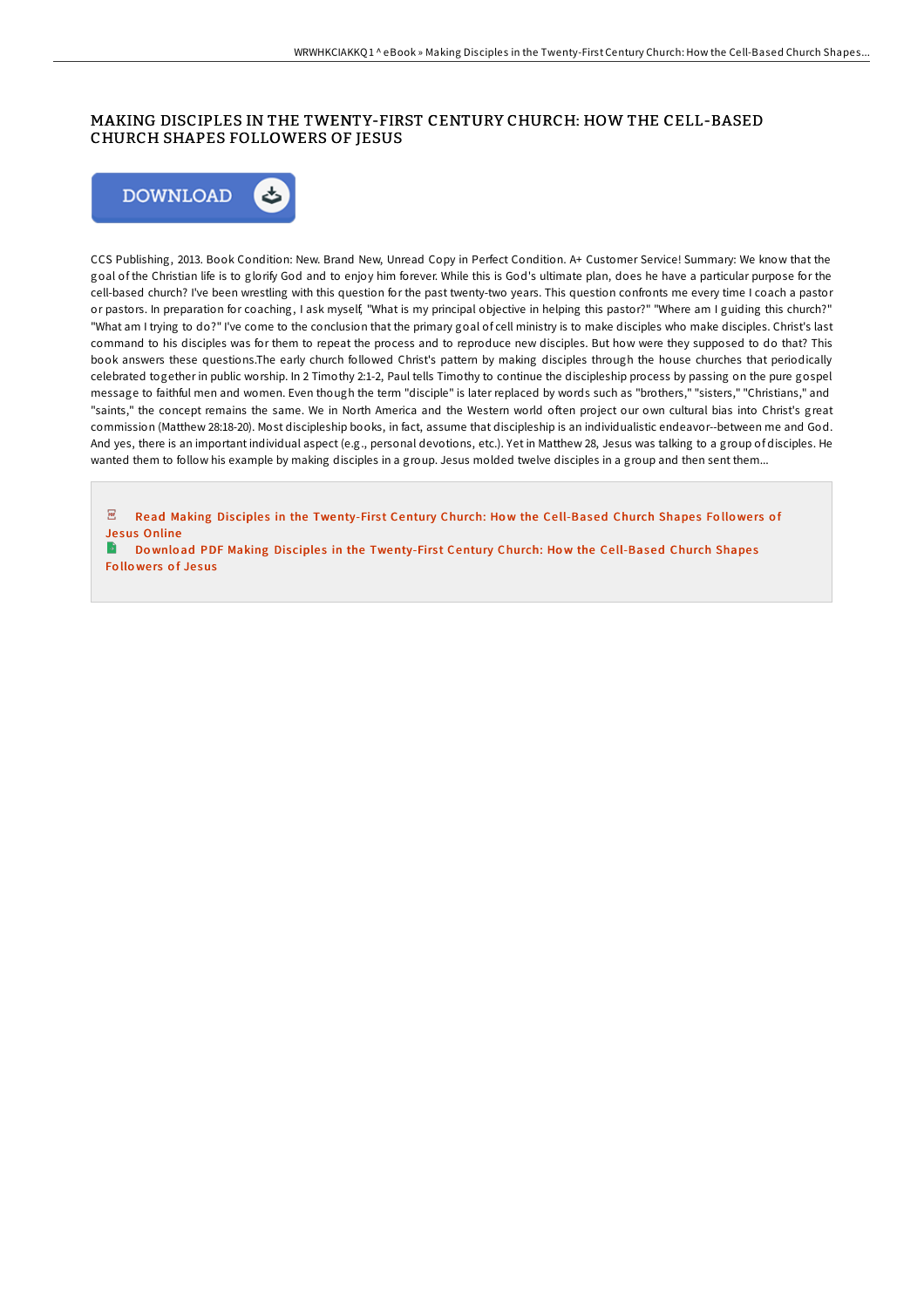## MAKING DISCIPLES IN THE TWENTY-FIRST CENTURY CHURCH: HOW THE CELL-BASED CHURCH SHAPES FOLLOWERS OF JESUS

DOWNLOAD

CCS Publishing, 2013. Book Condition: New. Brand New, Unread Copy in Perfect Condition. A+ Customer Service! Summary: We know that the goal of the Christian life is to glorify God and to enjoy him forever. While this is God's ultimate plan, does he have a particular purpose for the cell-based church? I've been wrestling with this question for the past twenty-two years. This question confronts me every time I coach a pastor or pastors. In preparation for coaching, I ask myself, "What is my principal objective in helping this pastor?" "Where am I guiding this church?" "What am I trying to do?" I've come to the conclusion that the primary goal of cell ministry is to make disciples who make disciples. Christ's last command to his disciples was for them to repeat the process and to reproduce new disciples. But how were they supposed to do that? This book answers these questions.The early church followed Christ's pattern by making disciples through the house churches that periodically celebrated together in public worship. In 2 Timothy 2:1-2, Paul tells Timothy to continue the discipleship process by passing on the pure gospel message to faithful men and women. Even though the term "disciple" is later replaced by words such as "brothers," "sisters," "Christians," and "saints," the concept remains the same. We in North America and the Western world often project our own cultural bias into Christ's great commission (Matthew 28:18-20). Most discipleship books, in fact, assume that discipleship is an individualistic endeavor--between me and God. And yes, there is an important individual aspect (e.g., personal devotions, etc.). Yet in Matthew 28, Jesus was talking to a group of disciples. He wanted them to follow his example by making disciples in a group. Jesus molded twelve disciples in a group and then sent them...

Read Making Disciples in the Twenty-First Century Church: How the Cell-Based Church Shapes Followers of Jesus Online

Download PDF Making Disciples in the Twenty-First Century Church: How the Cell-Based Church Shapes Followers of Jesus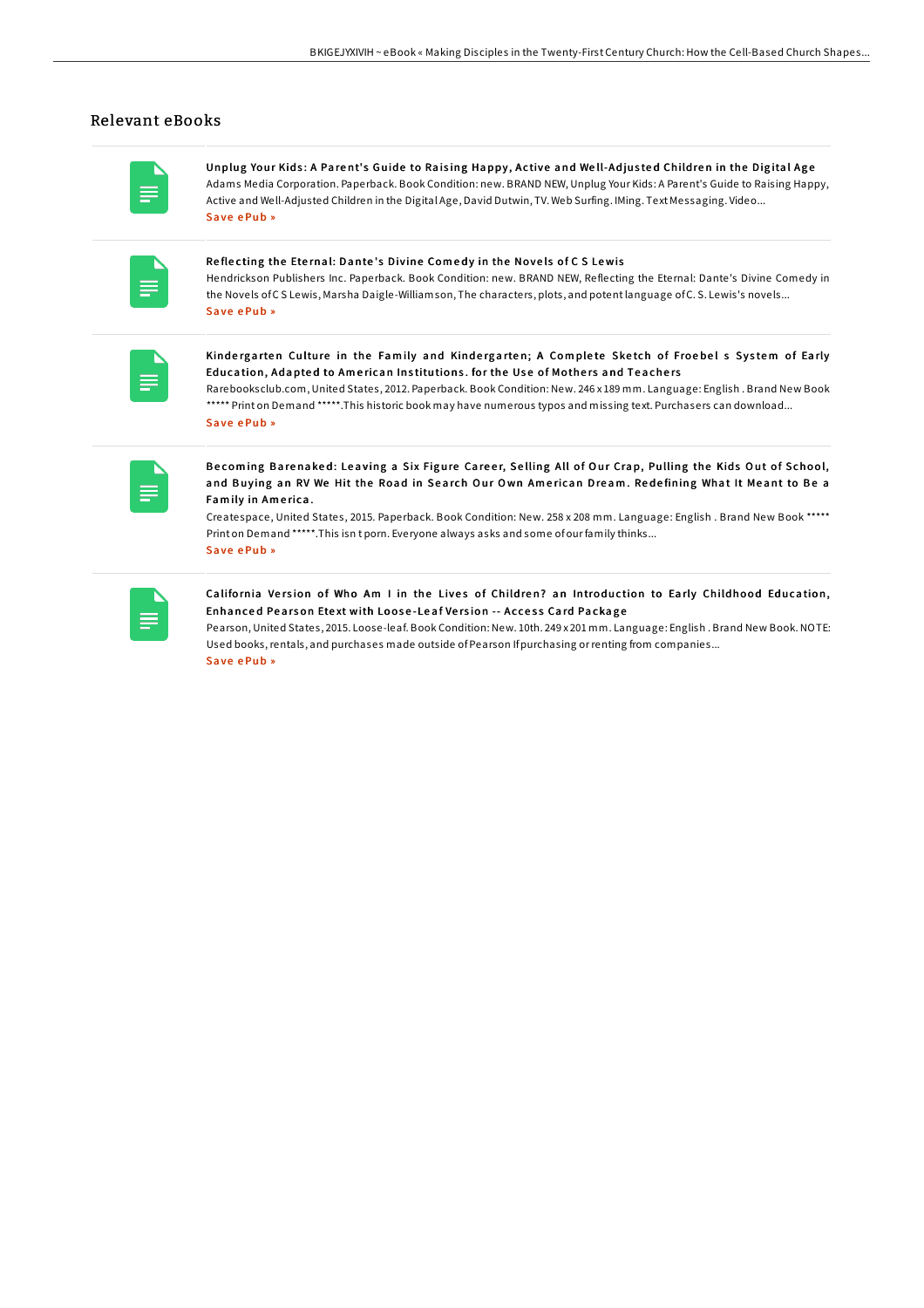## Relevant eBooks

**Unplug Your Kids: A Parent's Guide to Raising Happy, Active and Well-Adjusted Children in the Digital Age**

Adams Media Corporation. Paperback. Book Condition: new. BRAND NEW, Unplug Your Kids: A Parent's Guide to Raising Happy, Active and Well-Adjusted Children in the Digital Age, David Dutwin, TV. Web Surfing. IMing. Text Messaging. Video...

Save ePub »

**Reflecting the Eternal: Dante's Divine Comedy in the Novels of C S Lewis**

Hendrickson Publishers Inc. Paperback. Book Condition: new. BRAND NEW, Reflecting the Eternal: Dante's Divine Comedy in the Novels of C S Lewis, Marsha Daigle-Williamson, The characters, plots, and potent language of C. S. Lewis's novels...

Save ePub »

**Kindergarten Culture in the Family and Kindergarten; A Complete Sketch of Froebel s System of Early Education, Adapted to American Institutions. for the Use of Mothers and Teachers**

Rarebooksclub.com, United States, 2012. Paperback. Book Condition: New. 246 x 189 mm. Language: English . Brand New Book ***** Print on Demand *****.This historic book may have numerous typos and missing text. Purchasers can download...

Save ePub »

**Becoming Barenaked: Leaving a Six Figure Career, Selling All of Our Crap, Pulling the Kids Out of School, and Buying an RV We Hit the Road in Search Our Own American Dream. Redefining What It Meant to Be a Family in America.**

Createspace, United States, 2015. Paperback. Book Condition: New. 258 x 208 mm. Language: English . Brand New Book ***** Print on Demand *****.This isn t porn. Everyone always asks and some of our family thinks...

Save ePub »

**California Version of Who Am I in the Lives of Children? an Introduction to Early Childhood Education, Enhanced Pearson Etext with Loose-Leaf Version -- Access Card Package**

Pearson, United States, 2015. Loose-leaf. Book Condition: New. 10th. 249 x 201 mm. Language: English . Brand New Book. NOTE: Used books, rentals, and purchases made outside of Pearson If purchasing or renting from companies...

Save ePub »